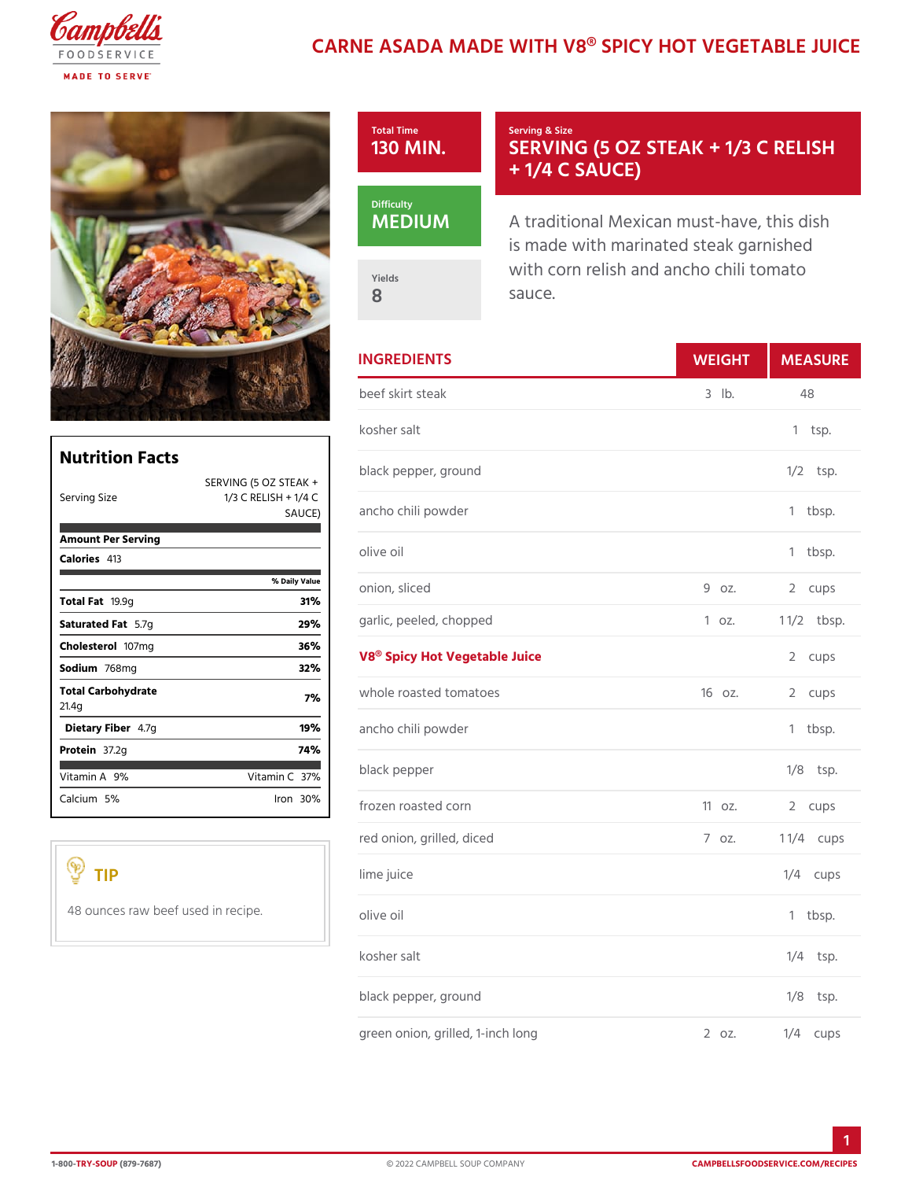# CARNE ASADA MADE WITH V8® SPICY HOT VEGETABLE JUICE

**Total Time**
130 MIN.

**Serving & Size**
SERVING (5 OZ STEAK + 1/3 C RELISH + 1/4 C SAUCE)

**Difficulty**
MEDIUM

**Yields**
8

A traditional Mexican must-have, this dish is made with marinated steak garnished with corn relish and ancho chili tomato sauce.

## Nutrition Facts

| | |
|---|---|
| Serving Size | SERVING (5 OZ STEAK + 1/3 C RELISH + 1/4 C SAUCE) |
| **Amount Per Serving** | |
| **Calories** 413 | |
| | % Daily Value |
| **Total Fat** 19.9g | 31% |
| **Saturated Fat** 5.7g | 29% |
| **Cholesterol** 107mg | 36% |
| **Sodium** 768mg | 32% |
| **Total Carbohydrate** 21.4g | 7% |
| **Dietary Fiber** 4.7g | 19% |
| **Protein** 37.2g | 74% |
| Vitamin A 9% | Vitamin C 37% |
| Calcium 5% | Iron 30% |

## TIP

48 ounces raw beef used in recipe.

## INGREDIENTS

| INGREDIENTS | WEIGHT | MEASURE |
|---|---|---|
| beef skirt steak | 3 lb. | 48 |
| kosher salt | | 1 tsp. |
| black pepper, ground | | 1/2 tsp. |
| ancho chili powder | | 1 tbsp. |
| olive oil | | 1 tbsp. |
| onion, sliced | 9 oz. | 2 cups |
| garlic, peeled, chopped | 1 oz. | 1 1/2 tbsp. |
| **V8® Spicy Hot Vegetable Juice** | | 2 cups |
| whole roasted tomatoes | 16 oz. | 2 cups |
| ancho chili powder | | 1 tbsp. |
| black pepper | | 1/8 tsp. |
| frozen roasted corn | 11 oz. | 2 cups |
| red onion, grilled, diced | 7 oz. | 1 1/4 cups |
| lime juice | | 1/4 cups |
| olive oil | | 1 tbsp. |
| kosher salt | | 1/4 tsp. |
| black pepper, ground | | 1/8 tsp. |
| green onion, grilled, 1-inch long | 2 oz. | 1/4 cups |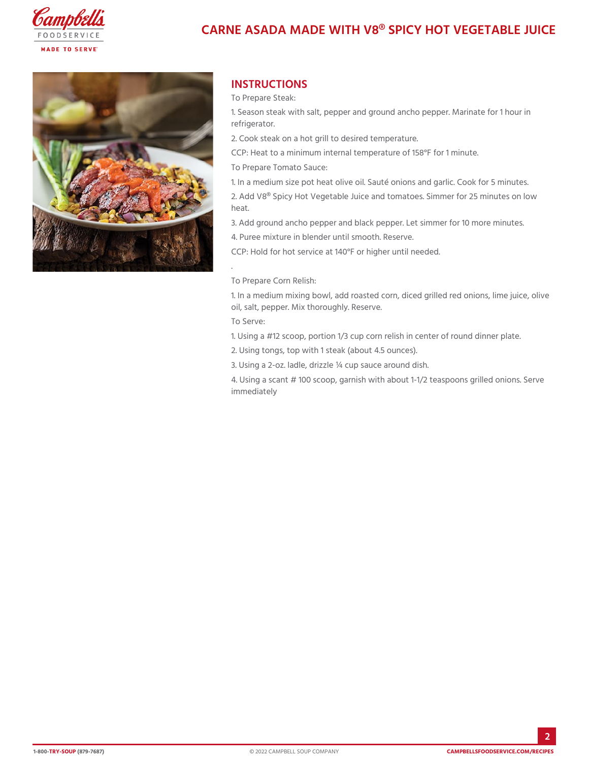# CARNE ASADA MADE WITH V8® SPICY HOT VEGETABLE JUICE

## INSTRUCTIONS

To Prepare Steak:

1. Season steak with salt, pepper and ground ancho pepper. Marinate for 1 hour in refrigerator.

2. Cook steak on a hot grill to desired temperature.

CCP: Heat to a minimum internal temperature of 158°F for 1 minute.

To Prepare Tomato Sauce:

1. In a medium size pot heat olive oil. Sauté onions and garlic. Cook for 5 minutes.

2. Add V8® Spicy Hot Vegetable Juice and tomatoes. Simmer for 25 minutes on low heat.

3. Add ground ancho pepper and black pepper. Let simmer for 10 more minutes.

4. Puree mixture in blender until smooth. Reserve.

CCP: Hold for hot service at 140°F or higher until needed.

.

To Prepare Corn Relish:

1. In a medium mixing bowl, add roasted corn, diced grilled red onions, lime juice, olive oil, salt, pepper. Mix thoroughly. Reserve.

To Serve:

1. Using a #12 scoop, portion 1/3 cup corn relish in center of round dinner plate.

2. Using tongs, top with 1 steak (about 4.5 ounces).

3. Using a 2-oz. ladle, drizzle ¼ cup sauce around dish.

4. Using a scant # 100 scoop, garnish with about 1-1/2 teaspoons grilled onions. Serve immediately